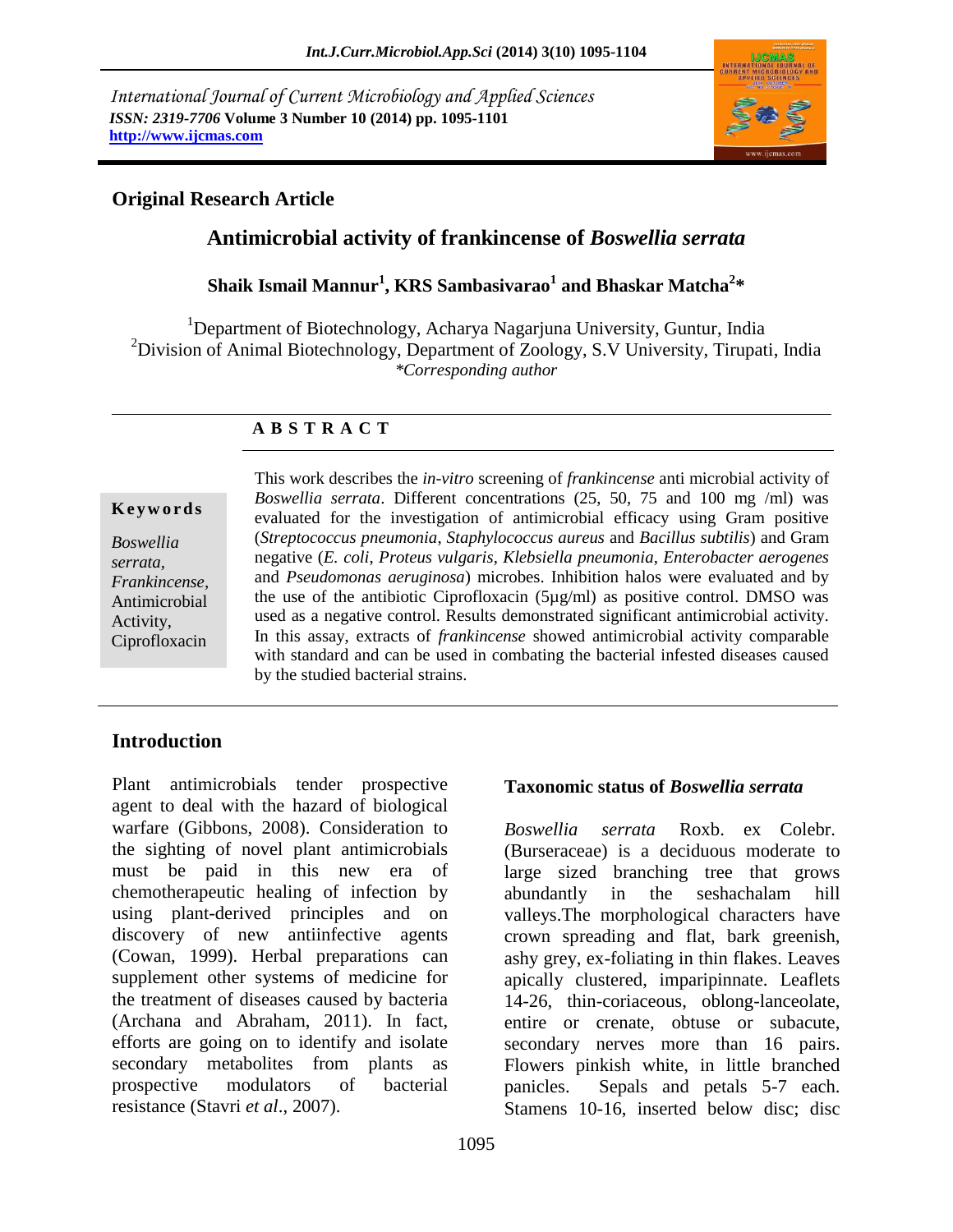*International Journal of Current Microbiology and Applied Sciences*
*ISSN: 2319-7706* **Volume 3 Number 10 (2014) pp. 1095-1101**
**http://www.ijcmas.com**

**Original Research Article**

# Antimicrobial activity of frankincense of *Boswellia serrata*

**Shaik Ismail Mannur[1], KRS Sambasivarao[1] and Bhaskar Matcha[2]\***

[1]Department of Biotechnology, Acharya Nagarjuna University, Guntur, India
[2]Division of Animal Biotechnology, Department of Zoology, S.V University, Tirupati, India
*\*Corresponding author*

**A B S T R A C T**

**Keywords**

*Boswellia serrata*, *Frankincense*, Antimicrobial Activity, Ciprofloxacin

This work describes the *in-vitro* screening of *frankincense* anti microbial activity of *Boswellia serrata*. Different concentrations (25, 50, 75 and 100 mg /ml) was evaluated for the investigation of antimicrobial efficacy using Gram positive (*Streptococcus pneumonia*, *Staphylococcus aureus* and *Bacillus subtilis*) and Gram negative (*E. coli*, *Proteus vulgaris*, *Klebsiella pneumonia*, *Enterobacter aerogenes* and *Pseudomonas aeruginosa*) microbes. Inhibition halos were evaluated and by the use of the antibiotic Ciprofloxacin (5µg/ml) as positive control. DMSO was used as a negative control. Results demonstrated significant antimicrobial activity. In this assay, extracts of *frankincense* showed antimicrobial activity comparable with standard and can be used in combating the bacterial infested diseases caused by the studied bacterial strains.

## Introduction

Plant antimicrobials tender prospective agent to deal with the hazard of biological warfare (Gibbons, 2008). Consideration to the sighting of novel plant antimicrobials must be paid in this new era of chemotherapeutic healing of infection by using plant-derived principles and on discovery of new antiinfective agents (Cowan, 1999). Herbal preparations can supplement other systems of medicine for the treatment of diseases caused by bacteria (Archana and Abraham, 2011). In fact, efforts are going on to identify and isolate secondary metabolites from plants as prospective modulators of bacterial resistance (Stavri *et al*., 2007).

### Taxonomic status of *Boswellia serrata*

*Boswellia serrata* Roxb. ex Colebr. (Burseraceae) is a deciduous moderate to large sized branching tree that grows abundantly in the seshachalam hill valleys.The morphological characters have crown spreading and flat, bark greenish, ashy grey, ex-foliating in thin flakes. Leaves apically clustered, imparipinnate. Leaflets 14-26, thin-coriaceous, oblong-lanceolate, entire or crenate, obtuse or subacute, secondary nerves more than 16 pairs. Flowers pinkish white, in little branched panicles. Sepals and petals 5-7 each. Stamens 10-16, inserted below disc; disc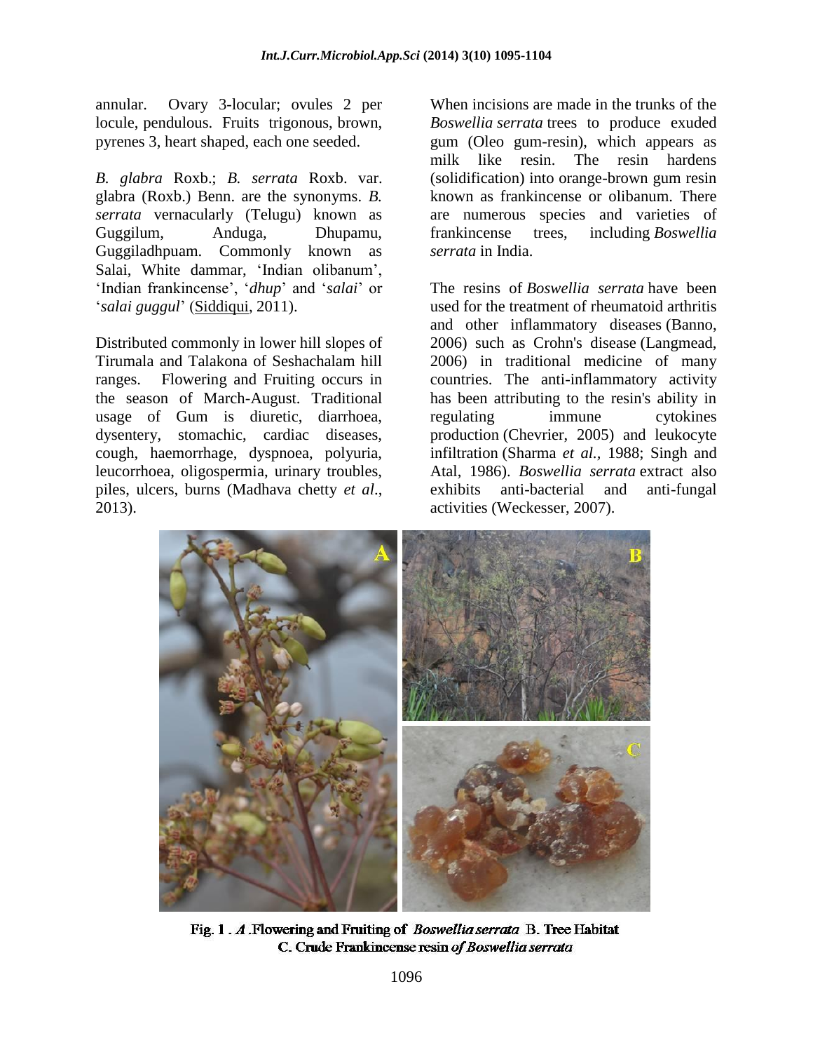annular. Ovary 3-locular; ovules 2 per locule, pendulous. Fruits trigonous, brown, pyrenes 3, heart shaped, each one seeded.

*B. glabra* Roxb.; *B. serrata* Roxb. var. glabra (Roxb.) Benn. are the synonyms. *B. serrata* vernacularly (Telugu) known as Guggilum, Anduga, Dhupamu, Guggiladhpuam. Commonly known as Salai, White dammar, 'Indian olibanum', 'Indian frankincense', '*dhup*' and '*salai*' or '*salai guggul*' (Siddiqui, 2011).

Distributed commonly in lower hill slopes of Tirumala and Talakona of Seshachalam hill ranges. Flowering and Fruiting occurs in the season of March-August. Traditional usage of Gum is diuretic, diarrhoea, dysentery, stomachic, cardiac diseases, cough, haemorrhage, dyspnoea, polyuria, leucorrhoea, oligospermia, urinary troubles, piles, ulcers, burns (Madhava chetty *et al*., 2013).

When incisions are made in the trunks of the *Boswellia serrata* trees to produce exuded gum (Oleo gum-resin), which appears as milk like resin. The resin hardens (solidification) into orange-brown gum resin known as frankincense or olibanum. There are numerous species and varieties of frankincense trees, including *Boswellia serrata* in India.

The resins of *Boswellia serrata* have been used for the treatment of rheumatoid arthritis and other inflammatory diseases (Banno, 2006) such as Crohn's disease (Langmead, 2006) in traditional medicine of many countries. The anti-inflammatory activity has been attributing to the resin's ability in regulating immune cytokines production (Chevrier, 2005) and leukocyte infiltration (Sharma *et al.*, 1988; Singh and Atal, 1986). *Boswellia serrata* extract also exhibits anti-bacterial and anti-fungal activities (Weckesser, 2007).

**Fig. 1 .** ***A*** **.Flowering and Fruiting of** ***Boswellia serrata*** **B. Tree Habitat C. Crude Frankincense resin** ***of Boswellia serrata***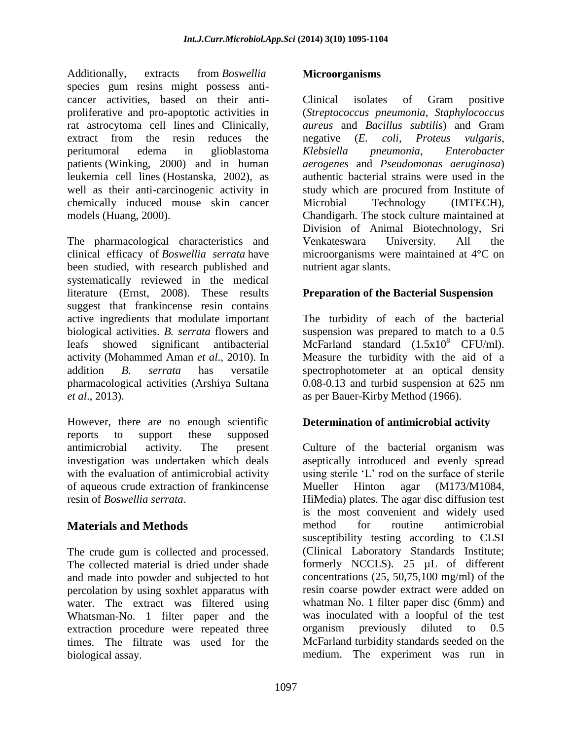Additionally, extracts from *Boswellia* species gum resins might possess anti-cancer activities, based on their anti-proliferative and pro-apoptotic activities in rat astrocytoma cell lines and Clinically, extract from the resin reduces the peritumoral edema in glioblastoma patients (Winking, 2000) and in human leukemia cell lines (Hostanska, 2002), as well as their anti-carcinogenic activity in chemically induced mouse skin cancer models (Huang, 2000).

The pharmacological characteristics and clinical efficacy of *Boswellia serrata* have been studied, with research published and systematically reviewed in the medical literature (Ernst, 2008). These results suggest that frankincense resin contains active ingredients that modulate important biological activities. *B. serrata* flowers and leafs showed significant antibacterial activity (Mohammed Aman *et al*., 2010). In addition *B. serrata* has versatile pharmacological activities (Arshiya Sultana *et al*., 2013).

However, there are no enough scientific reports to support these supposed antimicrobial activity. The present investigation was undertaken which deals with the evaluation of antimicrobial activity of aqueous crude extraction of frankincense resin of *Boswellia serrata*.

## Materials and Methods

The crude gum is collected and processed. The collected material is dried under shade and made into powder and subjected to hot percolation by using soxhlet apparatus with water. The extract was filtered using Whatsman-No. 1 filter paper and the extraction procedure were repeated three times. The filtrate was used for the biological assay.

### Microorganisms

Clinical isolates of Gram positive (*Streptococcus pneumonia*, *Staphylococcus aureus* and *Bacillus subtilis*) and Gram negative (*E. coli*, *Proteus vulgaris*, *Klebsiella pneumonia*, *Enterobacter aerogenes* and *Pseudomonas aeruginosa*) authentic bacterial strains were used in the study which are procured from Institute of Microbial Technology (IMTECH), Chandigarh. The stock culture maintained at Division of Animal Biotechnology, Sri Venkateswara University. All the microorganisms were maintained at 4°C on nutrient agar slants.

### Preparation of the Bacterial Suspension

The turbidity of each of the bacterial suspension was prepared to match to a 0.5 McFarland standard ($1.5 \times 10^{8}$ CFU/ml). Measure the turbidity with the aid of a spectrophotometer at an optical density 0.08-0.13 and turbid suspension at 625 nm as per Bauer-Kirby Method (1966).

### Determination of antimicrobial activity

Culture of the bacterial organism was aseptically introduced and evenly spread using sterile 'L' rod on the surface of sterile Mueller Hinton agar (M173/M1084, HiMedia) plates. The agar disc diffusion test is the most convenient and widely used method for routine antimicrobial susceptibility testing according to CLSI (Clinical Laboratory Standards Institute; formerly NCCLS). 25 µL of different concentrations (25, 50,75,100 mg/ml) of the resin coarse powder extract were added on whatman No. 1 filter paper disc (6mm) and was inoculated with a loopful of the test organism previously diluted to 0.5 McFarland turbidity standards seeded on the medium. The experiment was run in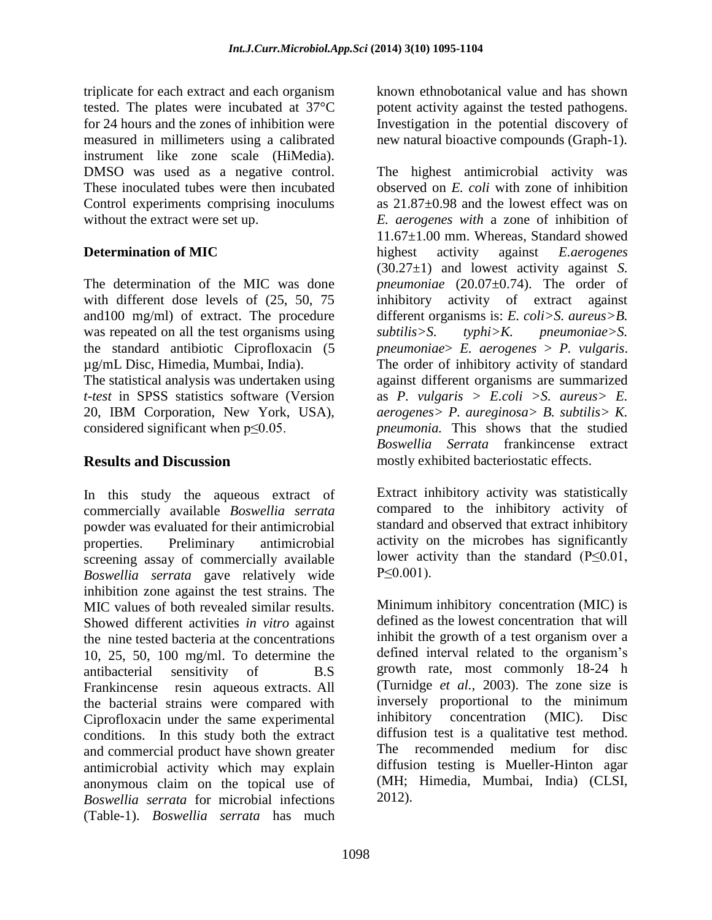triplicate for each extract and each organism tested. The plates were incubated at 37°C for 24 hours and the zones of inhibition were measured in millimeters using a calibrated instrument like zone scale (HiMedia). DMSO was used as a negative control. These inoculated tubes were then incubated Control experiments comprising inoculums without the extract were set up.

### Determination of MIC

The determination of the MIC was done with different dose levels of (25, 50, 75 and100 mg/ml) of extract. The procedure was repeated on all the test organisms using the standard antibiotic Ciprofloxacin (5 µg/mL Disc, Himedia, Mumbai, India).
The statistical analysis was undertaken using *t-test* in SPSS statistics software (Version 20, IBM Corporation, New York, USA), considered significant when $p \leq 0.05$.

## Results and Discussion

In this study the aqueous extract of commercially available *Boswellia serrata* powder was evaluated for their antimicrobial properties. Preliminary antimicrobial screening assay of commercially available *Boswellia serrata* gave relatively wide inhibition zone against the test strains. The MIC values of both revealed similar results. Showed different activities *in vitro* against the nine tested bacteria at the concentrations 10, 25, 50, 100 mg/ml. To determine the antibacterial sensitivity of B.S Frankincense resin aqueous extracts. All the bacterial strains were compared with Ciprofloxacin under the same experimental conditions. In this study both the extract and commercial product have shown greater antimicrobial activity which may explain anonymous claim on the topical use of *Boswellia serrata* for microbial infections (Table-1). *Boswellia serrata* has much known ethnobotanical value and has shown potent activity against the tested pathogens. Investigation in the potential discovery of new natural bioactive compounds (Graph-1).

The highest antimicrobial activity was observed on *E. coli* with zone of inhibition as 21.87±0.98 and the lowest effect was on *E. aerogenes with* a zone of inhibition of 11.67±1.00 mm. Whereas, Standard showed highest activity against *E.aerogenes* (30.27±1) and lowest activity against *S. pneumoniae* (20.07±0.74). The order of inhibitory activity of extract against different organisms is: *E. coli>S. aureus>B. subtilis>S. typhi>K. pneumoniae>S. pneumoniae> E. aerogenes > P. vulgaris*. The order of inhibitory activity of standard against different organisms are summarized as *P. vulgaris > E.coli >S. aureus> E. aerogenes> P. aureginosa> B. subtilis> K. pneumonia.* This shows that the studied *Boswellia Serrata* frankincense extract mostly exhibited bacteriostatic effects.

Extract inhibitory activity was statistically compared to the inhibitory activity of standard and observed that extract inhibitory activity on the microbes has significantly lower activity than the standard ($P \leq 0.01$, $P \leq 0.001$).

Minimum inhibitory concentration (MIC) is defined as the lowest concentration that will inhibit the growth of a test organism over a defined interval related to the organism's growth rate, most commonly 18-24 h (Turnidge *et al.*, 2003). The zone size is inversely proportional to the minimum inhibitory concentration (MIC). Disc diffusion test is a qualitative test method. The recommended medium for disc diffusion testing is Mueller-Hinton agar (MH; Himedia, Mumbai, India) (CLSI, 2012).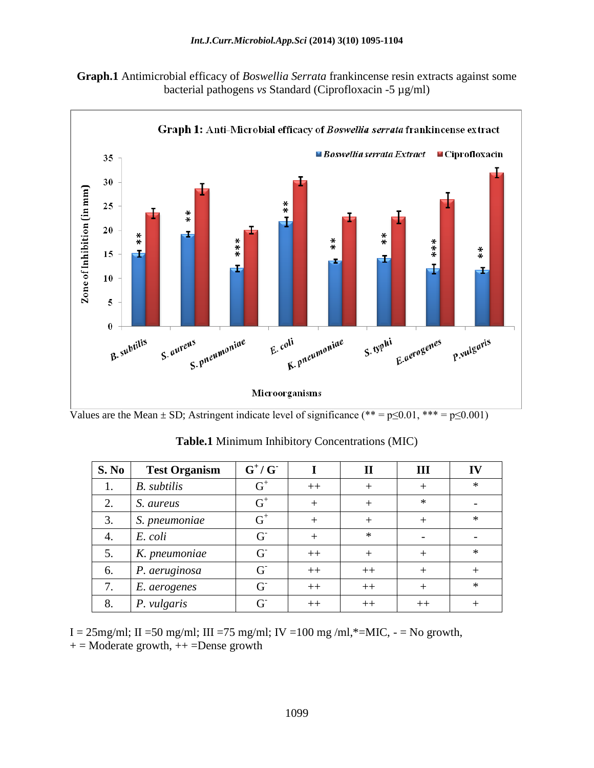**Graph.1** Antimicrobial efficacy of *Boswellia Serrata* frankincense resin extracts against some bacterial pathogens *vs* Standard (Ciprofloxacin -5 µg/ml)

Values are the Mean ± SD; Astringent indicate level of significance (** = p≤0.01, *** = p≤0.001)

**Table.1** Minimum Inhibitory Concentrations (MIC)

| S. No | Test Organism | $G^+$ / $G^-$ | I | II | III | IV |
|---|---|---|---|---|---|---|
| 1. | *B. subtilis* | $G^+$ | ++ | + | + | * |
| 2. | *S. aureus* | $G^+$ | + | + | * | - |
| 3. | *S. pneumoniae* | $G^+$ | + | + | + | * |
| 4. | *E. coli* | $G^-$ | + | * | - | - |
| 5. | *K. pneumoniae* | $G^-$ | ++ | + | + | * |
| 6. | *P. aeruginosa* | $G^-$ | ++ | ++ | + | + |
| 7. | *E. aerogenes* | $G^-$ | ++ | ++ | + | * |
| 8. | *P. vulgaris* | $G^-$ | ++ | ++ | ++ | + |

I = 25mg/ml; II =50 mg/ml; III =75 mg/ml; IV =100 mg /ml,*=MIC, - = No growth,
+ = Moderate growth, ++ =Dense growth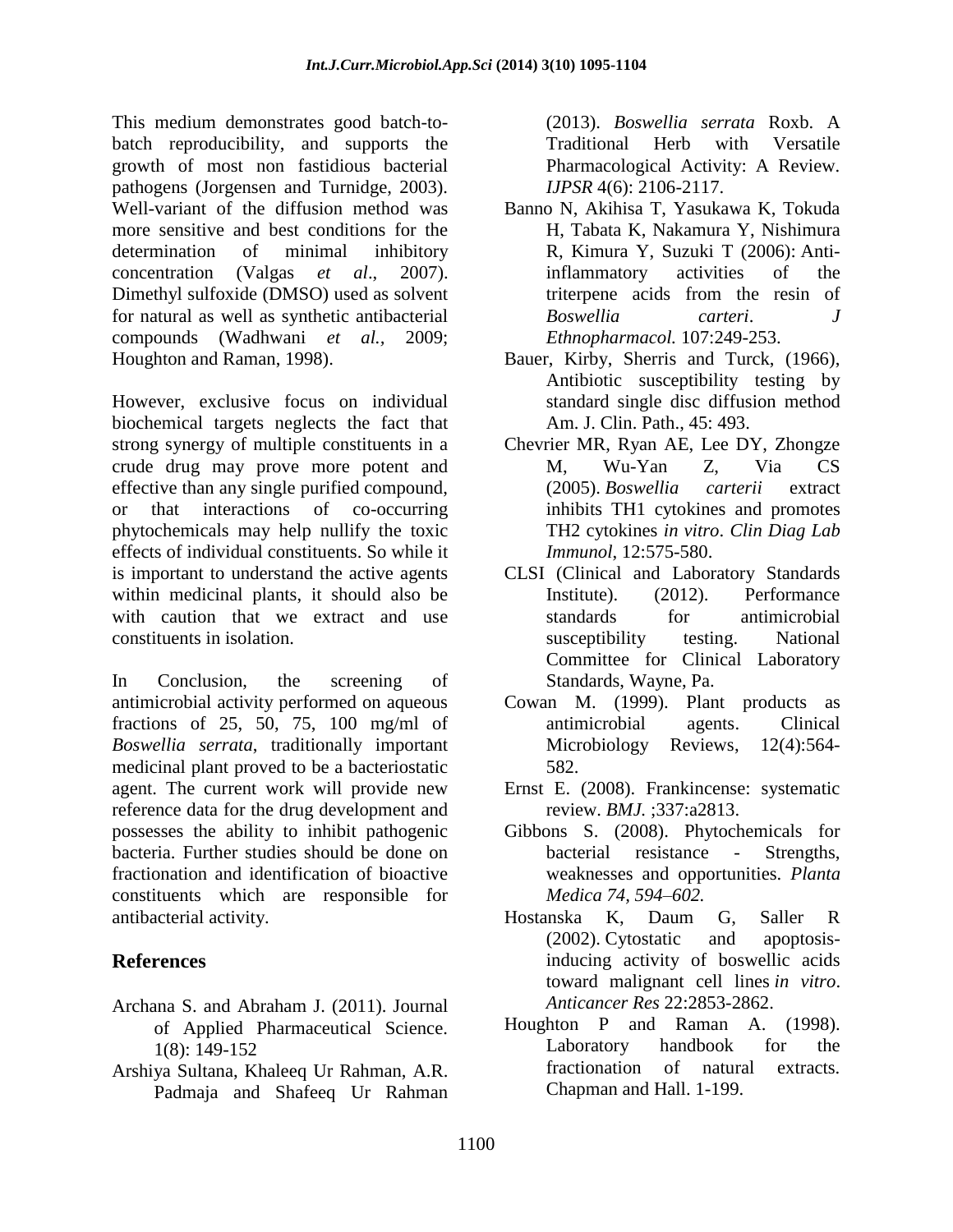This medium demonstrates good batch-to-batch reproducibility, and supports the growth of most non fastidious bacterial pathogens (Jorgensen and Turnidge, 2003). Well-variant of the diffusion method was more sensitive and best conditions for the determination of minimal inhibitory concentration (Valgas *et al*., 2007). Dimethyl sulfoxide (DMSO) used as solvent for natural as well as synthetic antibacterial compounds (Wadhwani *et al.,* 2009; Houghton and Raman, 1998).

However, exclusive focus on individual biochemical targets neglects the fact that strong synergy of multiple constituents in a crude drug may prove more potent and effective than any single purified compound, or that interactions of co-occurring phytochemicals may help nullify the toxic effects of individual constituents. So while it is important to understand the active agents within medicinal plants, it should also be with caution that we extract and use constituents in isolation.

In Conclusion, the screening of antimicrobial activity performed on aqueous fractions of 25, 50, 75, 100 mg/ml of *Boswellia serrata*, traditionally important medicinal plant proved to be a bacteriostatic agent. The current work will provide new reference data for the drug development and possesses the ability to inhibit pathogenic bacteria. Further studies should be done on fractionation and identification of bioactive constituents which are responsible for antibacterial activity.

## References

Archana S. and Abraham J. (2011). Journal of Applied Pharmaceutical Science. 1(8): 149-152

Arshiya Sultana, Khaleeq Ur Rahman, A.R. Padmaja and Shafeeq Ur Rahman (2013). *Boswellia serrata* Roxb. A Traditional Herb with Versatile Pharmacological Activity: A Review. *IJPSR* 4(6): 2106-2117.

Banno N, Akihisa T, Yasukawa K, Tokuda H, Tabata K, Nakamura Y, Nishimura R, Kimura Y, Suzuki T (2006): Anti-inflammatory activities of the triterpene acids from the resin of *Boswellia carteri*. *J Ethnopharmacol.* 107:249-253.

Bauer, Kirby, Sherris and Turck, (1966), Antibiotic susceptibility testing by standard single disc diffusion method Am. J. Clin. Path., 45: 493.

Chevrier MR, Ryan AE, Lee DY, Zhongze M, Wu-Yan Z, Via CS (2005). *Boswellia carterii* extract inhibits TH1 cytokines and promotes TH2 cytokines *in vitro*. *Clin Diag Lab Immunol*, 12:575-580.

CLSI (Clinical and Laboratory Standards Institute). (2012). Performance standards for antimicrobial susceptibility testing. National Committee for Clinical Laboratory Standards, Wayne, Pa.

Cowan M. (1999). Plant products as antimicrobial agents. Clinical Microbiology Reviews, 12(4):564-582.

Ernst E. (2008). Frankincense: systematic review. *BMJ.* ;337:a2813.

Gibbons S. (2008). Phytochemicals for bacterial resistance - Strengths, weaknesses and opportunities. *Planta Medica 74, 594–602.*

Hostanska K, Daum G, Saller R (2002). Cytostatic and apoptosis-inducing activity of boswellic acids toward malignant cell lines *in vitro*. *Anticancer Res* 22:2853-2862.

Houghton P and Raman A. (1998). Laboratory handbook for the fractionation of natural extracts. Chapman and Hall. 1-199.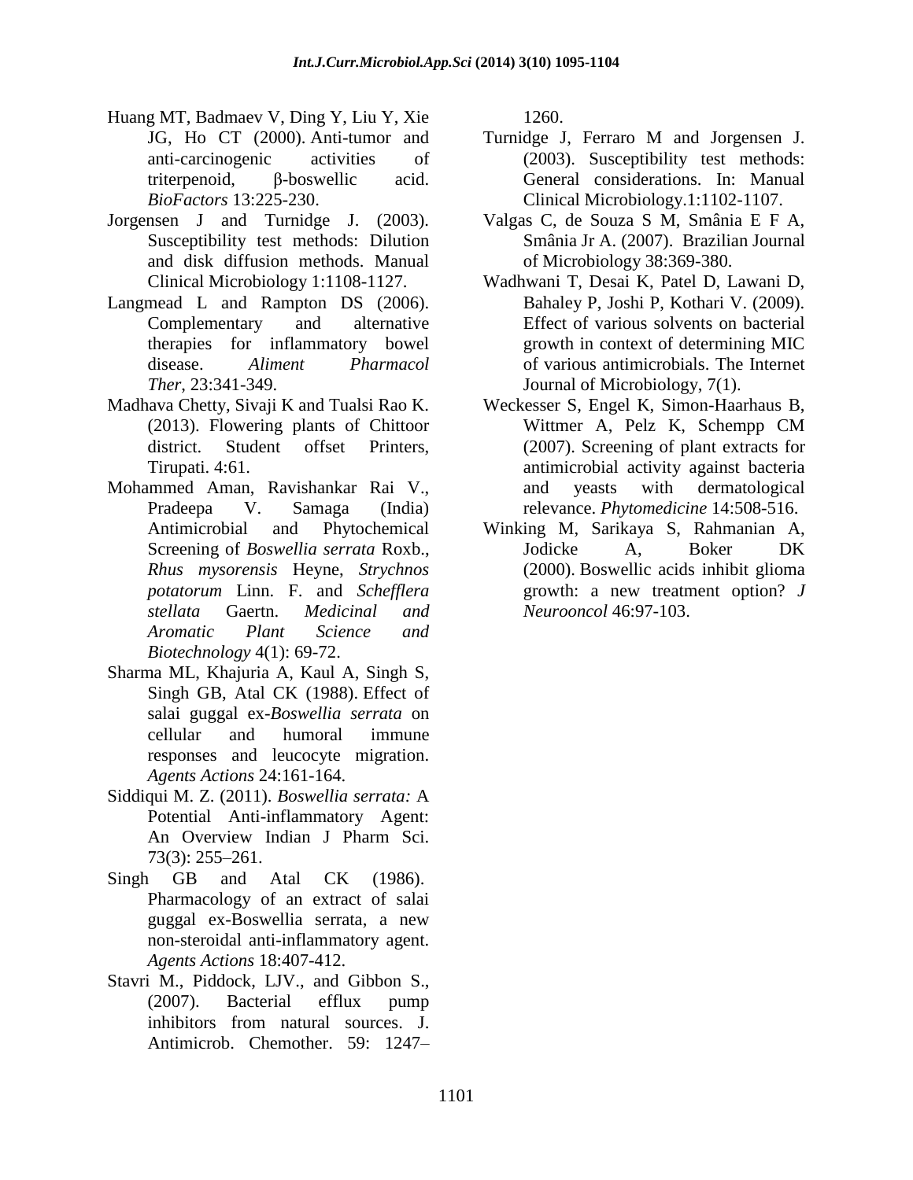Huang MT, Badmaev V, Ding Y, Liu Y, Xie JG, Ho CT (2000). Anti-tumor and anti-carcinogenic activities of triterpenoid, β-boswellic acid. *BioFactors* 13:225-230.

Jorgensen J and Turnidge J. (2003). Susceptibility test methods: Dilution and disk diffusion methods. Manual Clinical Microbiology 1:1108-1127.

Langmead L and Rampton DS (2006). Complementary and alternative therapies for inflammatory bowel disease. *Aliment Pharmacol Ther*, 23:341-349.

Madhava Chetty, Sivaji K and Tualsi Rao K. (2013). Flowering plants of Chittoor district. Student offset Printers, Tirupati. 4:61.

Mohammed Aman, Ravishankar Rai V., Pradeepa V. Samaga (India) Antimicrobial and Phytochemical Screening of *Boswellia serrata* Roxb., *Rhus mysorensis* Heyne, *Strychnos potatorum* Linn. F. and *Schefflera stellata* Gaertn. *Medicinal and Aromatic Plant Science and Biotechnology* 4(1): 69-72.

Sharma ML, Khajuria A, Kaul A, Singh S, Singh GB, Atal CK (1988). Effect of salai guggal ex-*Boswellia serrata* on cellular and humoral immune responses and leucocyte migration. *Agents Actions* 24:161-164.

Siddiqui M. Z. (2011). *Boswellia serrata:* A Potential Anti-inflammatory Agent: An Overview Indian J Pharm Sci. 73(3): 255–261.

Singh GB and Atal CK (1986). Pharmacology of an extract of salai guggal ex-Boswellia serrata, a new non-steroidal anti-inflammatory agent. *Agents Actions* 18:407-412.

Stavri M., Piddock, LJV., and Gibbon S., (2007). Bacterial efflux pump inhibitors from natural sources. J. Antimicrob. Chemother. 59: 1247–1260.

Turnidge J, Ferraro M and Jorgensen J. (2003). Susceptibility test methods: General considerations. In: Manual Clinical Microbiology.1:1102-1107.

Valgas C, de Souza S M, Smânia E F A, Smânia Jr A. (2007). Brazilian Journal of Microbiology 38:369-380.

Wadhwani T, Desai K, Patel D, Lawani D, Bahaley P, Joshi P, Kothari V. (2009). Effect of various solvents on bacterial growth in context of determining MIC of various antimicrobials. The Internet Journal of Microbiology, 7(1).

Weckesser S, Engel K, Simon-Haarhaus B, Wittmer A, Pelz K, Schempp CM (2007). Screening of plant extracts for antimicrobial activity against bacteria and yeasts with dermatological relevance. *Phytomedicine* 14:508-516.

Winking M, Sarikaya S, Rahmanian A, Jodicke A, Boker DK (2000). Boswellic acids inhibit glioma growth: a new treatment option? *J Neurooncol* 46:97-103.